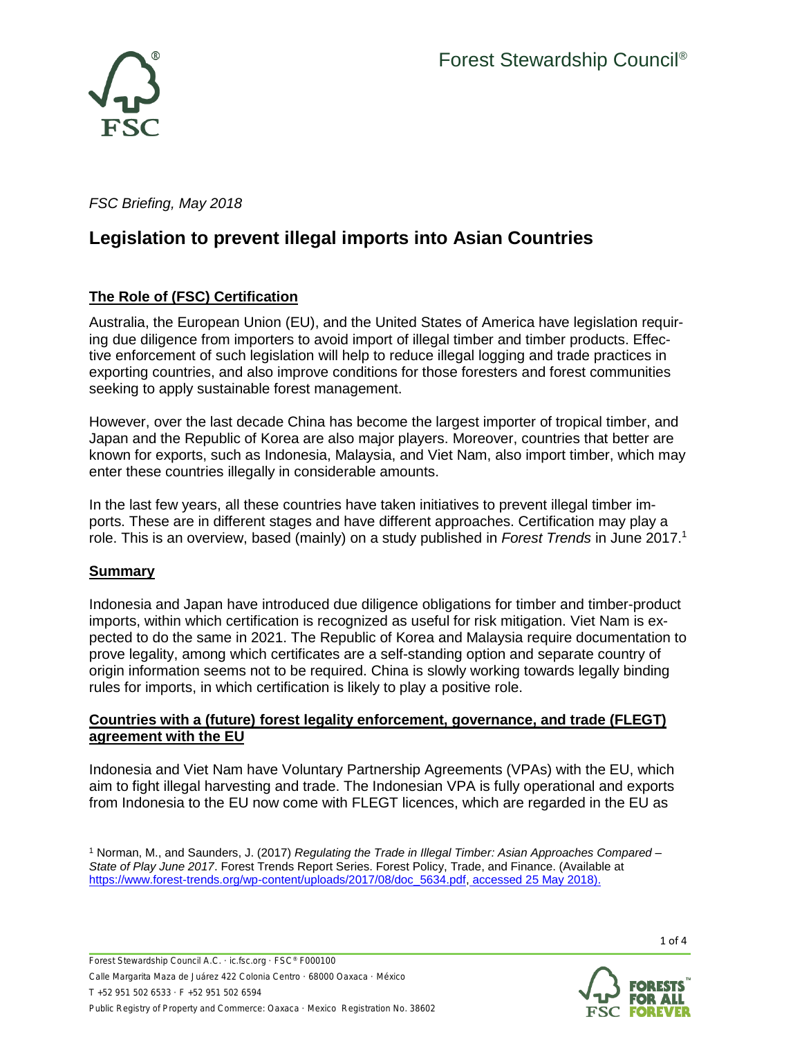*FSC Briefing, May 2018*

# Legislation to prevent illegal imports into Asian Countries

## The Role of (FSC) Certification

Australia, the European Union (EU), and the United States of America have legislation requiring due diligence from importers to avoid import of illegal timber and timber products. Effective enforcement of such legislation will help to reduce illegal logging and trade practices in exporting countries, and also improve conditions for those foresters and forest communities seeking to apply sustainable forest management.

However, over the last decade China has become the largest importer of tropical timber, and Japan and the Republic of Korea are also major players. Moreover, countries that better are known for exports, such as Indonesia, Malaysia, and Viet Nam, also import timber, which may enter these countries illegally in considerable amounts.

In the last few years, all these countries have taken initiatives to prevent illegal timber imports. These are in different stages and have different approaches. Certification may play a role. This is an overview, based (mainly) on a study published in *Forest Trends* in June 2017.[1]

## Summary

Indonesia and Japan have introduced due diligence obligations for timber and timber-product imports, within which certification is recognized as useful for risk mitigation. Viet Nam is expected to do the same in 2021. The Republic of Korea and Malaysia require documentation to prove legality, among which certificates are a self-standing option and separate country of origin information seems not to be required. China is slowly working towards legally binding rules for imports, in which certification is likely to play a positive role.

## Countries with a (future) forest legality enforcement, governance, and trade (FLEGT) agreement with the EU

Indonesia and Viet Nam have Voluntary Partnership Agreements (VPAs) with the EU, which aim to fight illegal harvesting and trade. The Indonesian VPA is fully operational and exports from Indonesia to the EU now come with FLEGT licences, which are regarded in the EU as

---

[1] Norman, M., and Saunders, J. (2017) *Regulating the Trade in Illegal Timber: Asian Approaches Compared – State of Play June 2017*. Forest Trends Report Series. Forest Policy, Trade, and Finance. (Available at https://www.forest-trends.org/wp-content/uploads/2017/08/doc_5634.pdf, accessed 25 May 2018).

Forest Stewardship Council A.C. · ic.fsc.org · FSC® F000100
Calle Margarita Maza de Juárez 422 Colonia Centro · 68000 Oaxaca · México
T +52 951 502 6533 · F +52 951 502 6594
Public Registry of Property and Commerce: Oaxaca · Mexico Registration No. 38602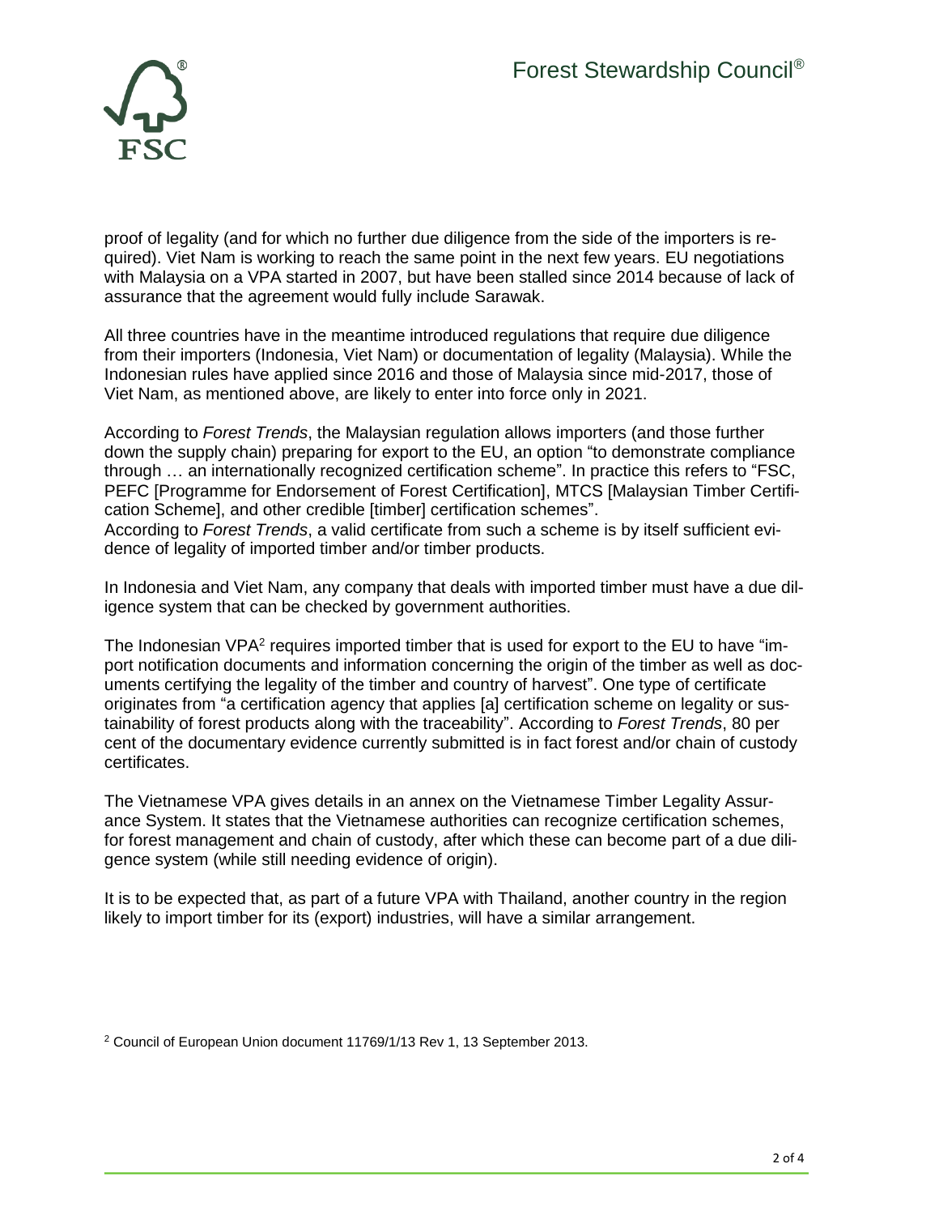proof of legality (and for which no further due diligence from the side of the importers is required). Viet Nam is working to reach the same point in the next few years. EU negotiations with Malaysia on a VPA started in 2007, but have been stalled since 2014 because of lack of assurance that the agreement would fully include Sarawak.

All three countries have in the meantime introduced regulations that require due diligence from their importers (Indonesia, Viet Nam) or documentation of legality (Malaysia). While the Indonesian rules have applied since 2016 and those of Malaysia since mid-2017, those of Viet Nam, as mentioned above, are likely to enter into force only in 2021.

According to *Forest Trends*, the Malaysian regulation allows importers (and those further down the supply chain) preparing for export to the EU, an option "to demonstrate compliance through … an internationally recognized certification scheme". In practice this refers to "FSC, PEFC [Programme for Endorsement of Forest Certification], MTCS [Malaysian Timber Certification Scheme], and other credible [timber] certification schemes".
According to *Forest Trends*, a valid certificate from such a scheme is by itself sufficient evidence of legality of imported timber and/or timber products.

In Indonesia and Viet Nam, any company that deals with imported timber must have a due diligence system that can be checked by government authorities.

The Indonesian VPA[2] requires imported timber that is used for export to the EU to have "import notification documents and information concerning the origin of the timber as well as documents certifying the legality of the timber and country of harvest". One type of certificate originates from "a certification agency that applies [a] certification scheme on legality or sustainability of forest products along with the traceability". According to *Forest Trends*, 80 per cent of the documentary evidence currently submitted is in fact forest and/or chain of custody certificates.

The Vietnamese VPA gives details in an annex on the Vietnamese Timber Legality Assurance System. It states that the Vietnamese authorities can recognize certification schemes, for forest management and chain of custody, after which these can become part of a due diligence system (while still needing evidence of origin).

It is to be expected that, as part of a future VPA with Thailand, another country in the region likely to import timber for its (export) industries, will have a similar arrangement.

[2] Council of European Union document 11769/1/13 Rev 1, 13 September 2013.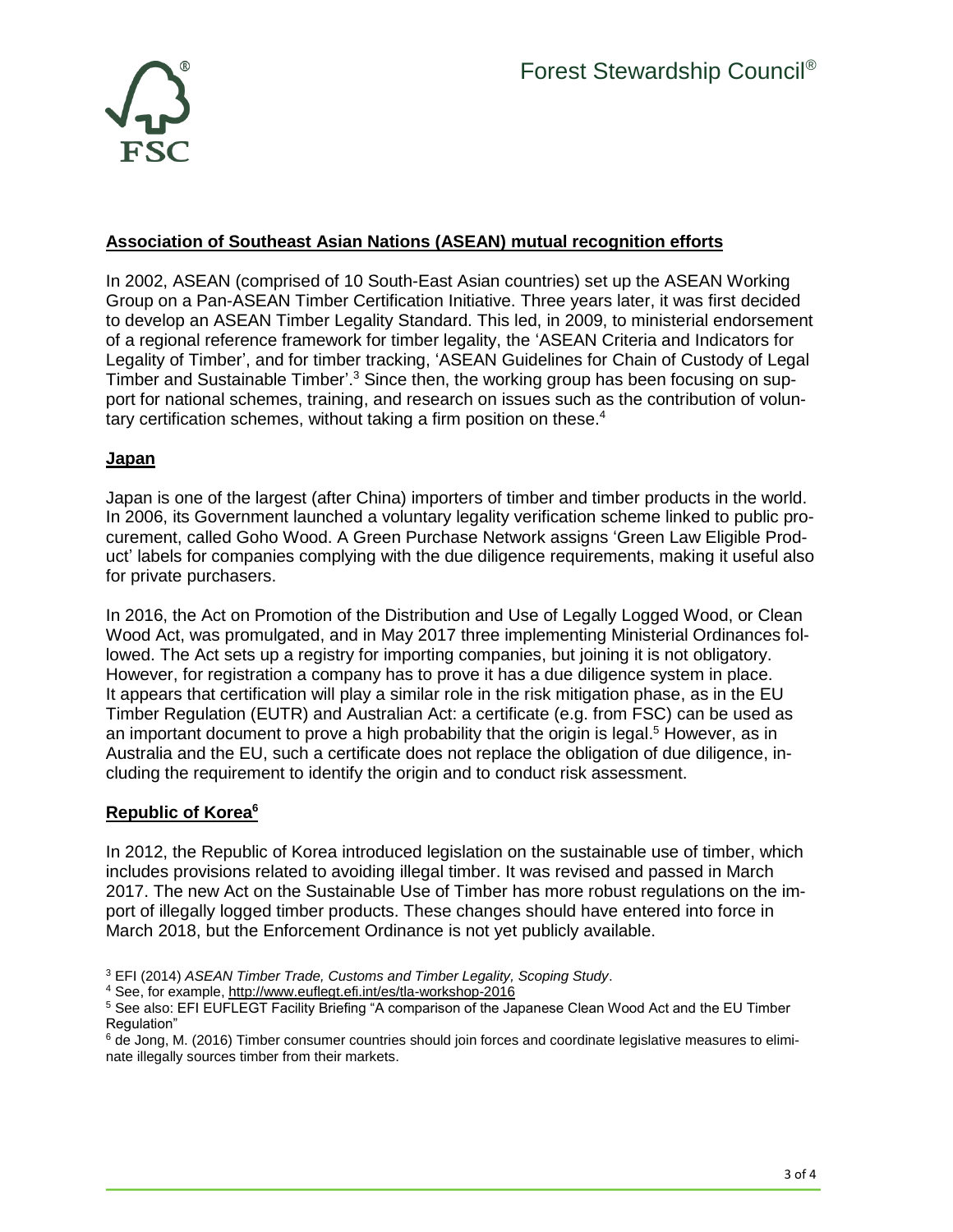## Association of Southeast Asian Nations (ASEAN) mutual recognition efforts

In 2002, ASEAN (comprised of 10 South-East Asian countries) set up the ASEAN Working Group on a Pan-ASEAN Timber Certification Initiative. Three years later, it was first decided to develop an ASEAN Timber Legality Standard. This led, in 2009, to ministerial endorsement of a regional reference framework for timber legality, the 'ASEAN Criteria and Indicators for Legality of Timber', and for timber tracking, 'ASEAN Guidelines for Chain of Custody of Legal Timber and Sustainable Timber'.[3] Since then, the working group has been focusing on support for national schemes, training, and research on issues such as the contribution of voluntary certification schemes, without taking a firm position on these.[4]

## Japan

Japan is one of the largest (after China) importers of timber and timber products in the world. In 2006, its Government launched a voluntary legality verification scheme linked to public procurement, called Goho Wood. A Green Purchase Network assigns 'Green Law Eligible Product' labels for companies complying with the due diligence requirements, making it useful also for private purchasers.

In 2016, the Act on Promotion of the Distribution and Use of Legally Logged Wood, or Clean Wood Act, was promulgated, and in May 2017 three implementing Ministerial Ordinances followed. The Act sets up a registry for importing companies, but joining it is not obligatory. However, for registration a company has to prove it has a due diligence system in place. It appears that certification will play a similar role in the risk mitigation phase, as in the EU Timber Regulation (EUTR) and Australian Act: a certificate (e.g. from FSC) can be used as an important document to prove a high probability that the origin is legal.[5] However, as in Australia and the EU, such a certificate does not replace the obligation of due diligence, including the requirement to identify the origin and to conduct risk assessment.

## Republic of Korea[6]

In 2012, the Republic of Korea introduced legislation on the sustainable use of timber, which includes provisions related to avoiding illegal timber. It was revised and passed in March 2017. The new Act on the Sustainable Use of Timber has more robust regulations on the import of illegally logged timber products. These changes should have entered into force in March 2018, but the Enforcement Ordinance is not yet publicly available.

---

[3] EFI (2014) *ASEAN Timber Trade, Customs and Timber Legality, Scoping Study*.

[4] See, for example, http://www.euflegt.efi.int/es/tla-workshop-2016

[5] See also: EFI EUFLEGT Facility Briefing "A comparison of the Japanese Clean Wood Act and the EU Timber Regulation"

[6] de Jong, M. (2016) Timber consumer countries should join forces and coordinate legislative measures to eliminate illegally sources timber from their markets.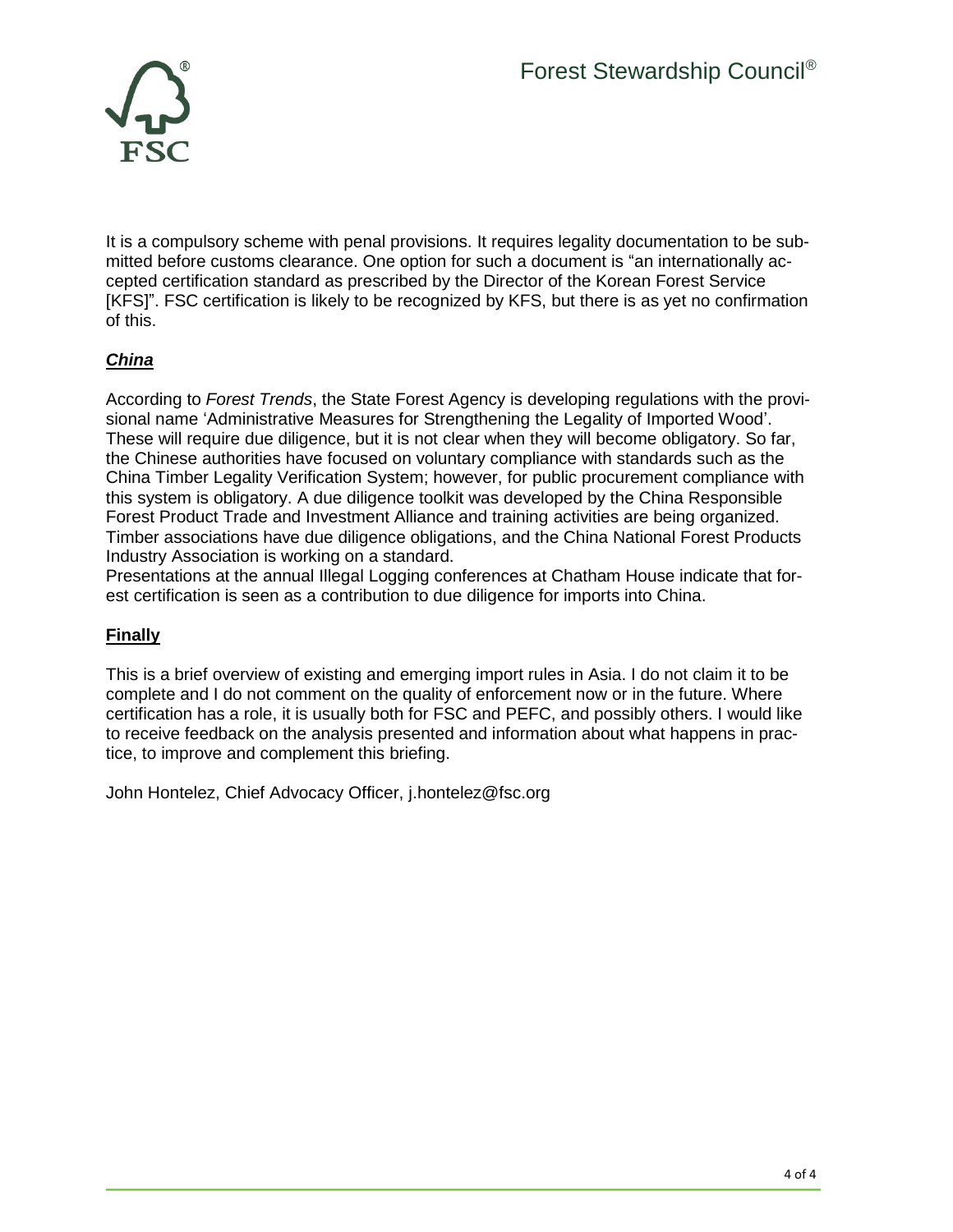It is a compulsory scheme with penal provisions. It requires legality documentation to be submitted before customs clearance. One option for such a document is "an internationally accepted certification standard as prescribed by the Director of the Korean Forest Service [KFS]". FSC certification is likely to be recognized by KFS, but there is as yet no confirmation of this.

### ***China***

According to *Forest Trends*, the State Forest Agency is developing regulations with the provisional name 'Administrative Measures for Strengthening the Legality of Imported Wood'. These will require due diligence, but it is not clear when they will become obligatory. So far, the Chinese authorities have focused on voluntary compliance with standards such as the China Timber Legality Verification System; however, for public procurement compliance with this system is obligatory. A due diligence toolkit was developed by the China Responsible Forest Product Trade and Investment Alliance and training activities are being organized. Timber associations have due diligence obligations, and the China National Forest Products Industry Association is working on a standard.

Presentations at the annual Illegal Logging conferences at Chatham House indicate that forest certification is seen as a contribution to due diligence for imports into China.

## **Finally**

This is a brief overview of existing and emerging import rules in Asia. I do not claim it to be complete and I do not comment on the quality of enforcement now or in the future. Where certification has a role, it is usually both for FSC and PEFC, and possibly others. I would like to receive feedback on the analysis presented and information about what happens in practice, to improve and complement this briefing.

John Hontelez, Chief Advocacy Officer, j.hontelez@fsc.org